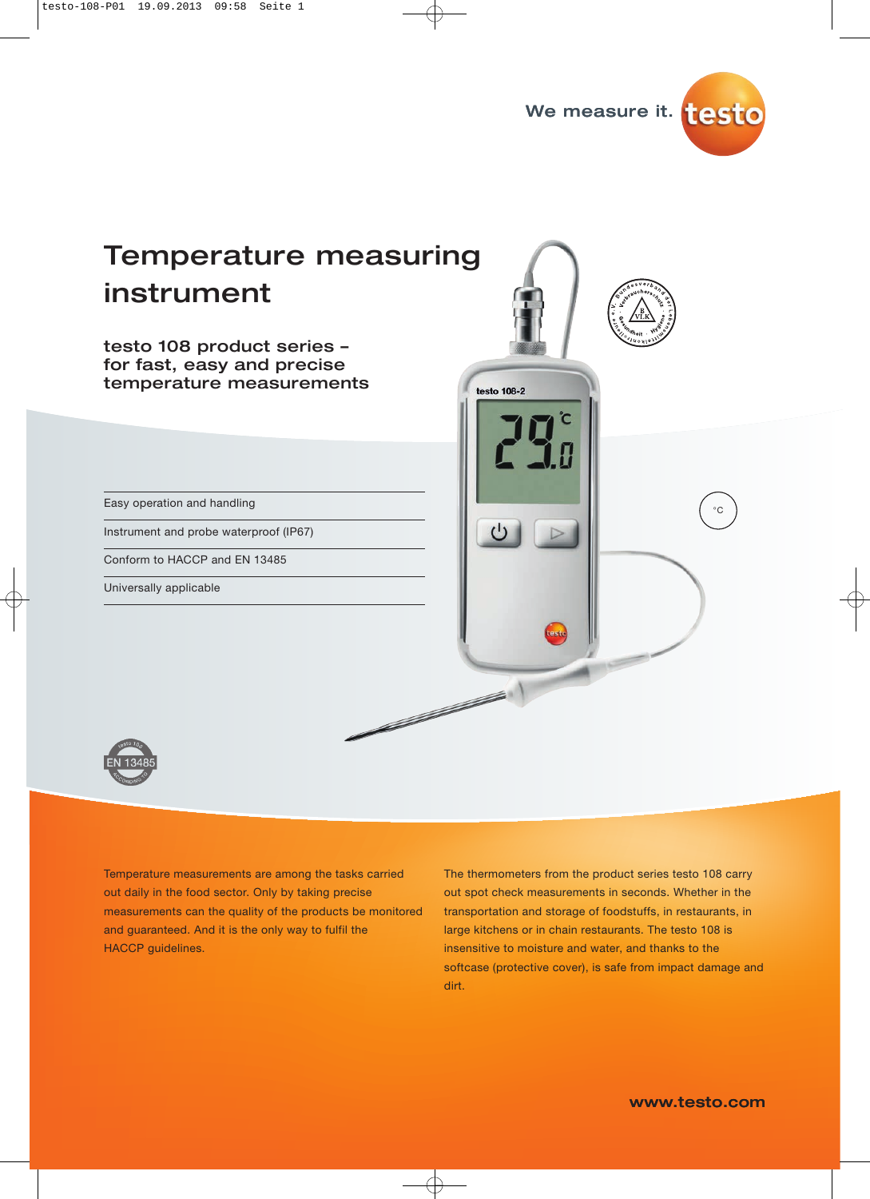We measure it. testo

# Temperature measuring instrument

## testo 108 product series – for fast, easy and precise temperature measurements

- Easy operation and handling
- Instrument and probe waterproof (IP67)
- Conform to HACCP and EN 13485
- Universally applicable

°C

Temperature measurements are among the tasks carried out daily in the food sector. Only by taking precise measurements can the quality of the products be monitored and guaranteed. And it is the only way to fulfil the HACCP guidelines.

The thermometers from the product series testo 108 carry out spot check measurements in seconds. Whether in the transportation and storage of foodstuffs, in restaurants, in large kitchens or in chain restaurants. The testo 108 is insensitive to moisture and water, and thanks to the softcase (protective cover), is safe from impact damage and dirt.

**www.testo.com**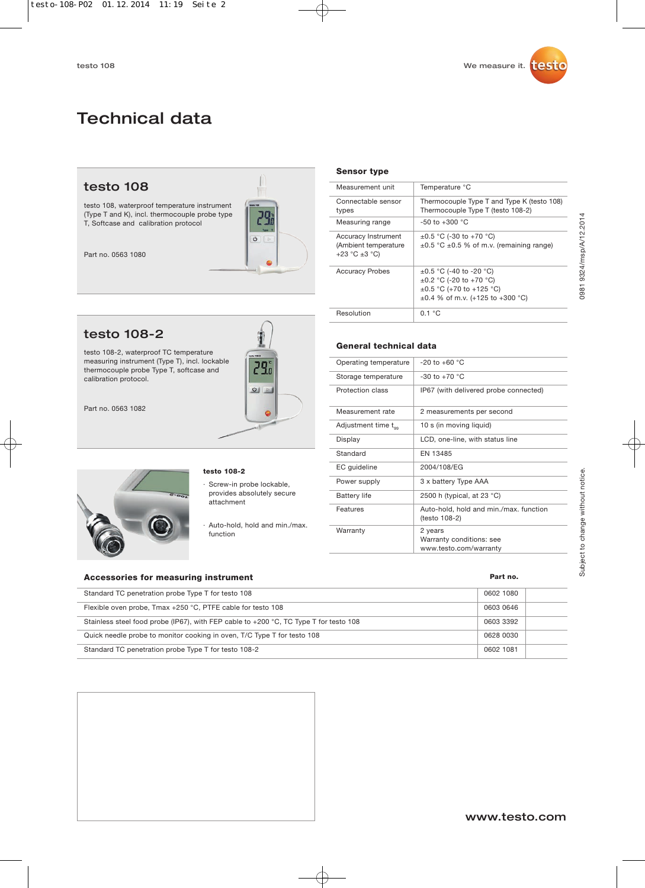# Technical data

## testo 108

testo 108, waterproof temperature instrument (Type T and K), incl. thermocouple probe type T, Softcase and calibration protocol

Part no. 0563 1080

## testo 108-2

testo 108-2, waterproof TC temperature measuring instrument (Type T), incl. lockable thermocouple probe Type T, softcase and calibration protocol.

Part no. 0563 1082

**testo 108-2**

- Screw-in probe lockable, provides absolutely secure attachment
- Auto-hold, hold and min./max. function

### Sensor type

| | |
|---|---|
| Measurement unit | Temperature °C |
| Connectable sensor types | Thermocouple Type T and Type K (testo 108)<br>Thermocouple Type T (testo 108-2) |
| Measuring range | -50 to +300 °C |
| Accuracy Instrument (Ambient temperature +23 °C ±3 °C) | ±0.5 °C (-30 to +70 °C)<br>±0.5 °C ±0.5 % of m.v. (remaining range) |
| Accuracy Probes | ±0.5 °C (-40 to -20 °C)<br>±0.2 °C (-20 to +70 °C)<br>±0.5 °C (+70 to +125 °C)<br>±0.4 % of m.v. (+125 to +300 °C) |
| Resolution | 0.1 °C |

### General technical data

| | |
|---|---|
| Operating temperature | -20 to +60 °C |
| Storage temperature | -30 to +70 °C |
| Protection class | IP67 (with delivered probe connected) |
| Measurement rate | 2 measurements per second |
| Adjustment time $t_{99}$ | 10 s (in moving liquid) |
| Display | LCD, one-line, with status line |
| Standard | EN 13485 |
| EC guideline | 2004/108/EG |
| Power supply | 3 x battery Type AAA |
| Battery life | 2500 h (typical, at 23 °C) |
| Features | Auto-hold, hold and min./max. function (testo 108-2) |
| Warranty | 2 years<br>Warranty conditions: see www.testo.com/warranty |

### Accessories for measuring instrument

| Accessories for measuring instrument | Part no. |
|---|---|
| Standard TC penetration probe Type T for testo 108 | 0602 1080 |
| Flexible oven probe, Tmax +250 °C, PTFE cable for testo 108 | 0603 0646 |
| Stainless steel food probe (IP67), with FEP cable to +200 °C, TC Type T for testo 108 | 0603 3392 |
| Quick needle probe to monitor cooking in oven, T/C Type T for testo 108 | 0628 0030 |
| Standard TC penetration probe Type T for testo 108-2 | 0602 1081 |

0981 9324/msp/A/12.2014

Subject to change without notice.

www.testo.com